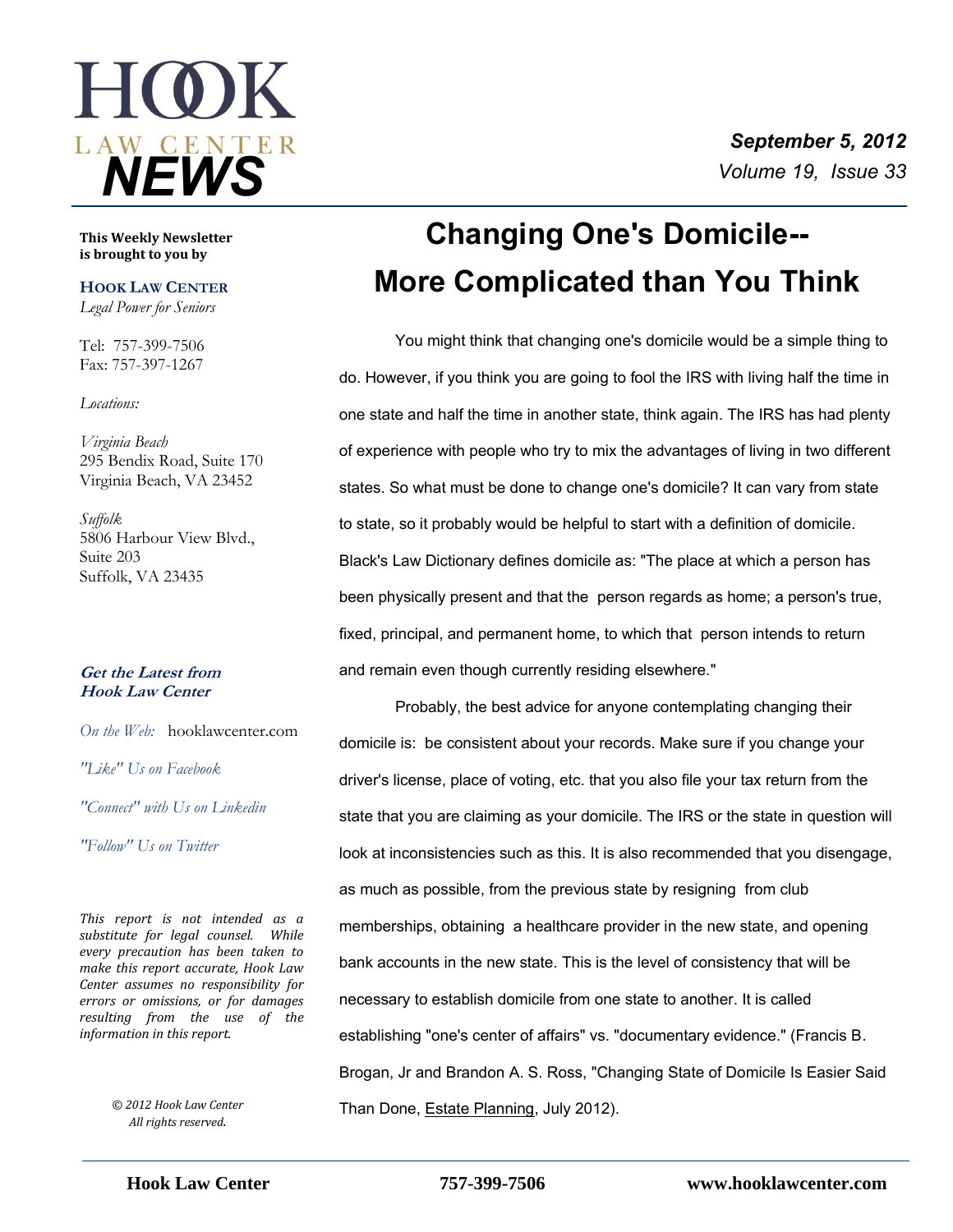# HOOK LAW CENTER NEWS

***September 5, 2012***
*Volume 19, Issue 33*

**This Weekly Newsletter is brought to you by**

**HOOK LAW CENTER**
*Legal Power for Seniors*

Tel: 757-399-7506
Fax: 757-397-1267

*Locations:*

*Virginia Beach*
295 Bendix Road, Suite 170
Virginia Beach, VA 23452

*Suffolk*
5806 Harbour View Blvd., Suite 203
Suffolk, VA 23435

***Get the Latest from Hook Law Center***

*On the Web:* hooklawcenter.com

*"Like" Us on Facebook*

*"Connect" with Us on Linkedin*

*"Follow" Us on Twitter*

*This report is not intended as a substitute for legal counsel. While every precaution has been taken to make this report accurate, Hook Law Center assumes no responsibility for errors or omissions, or for damages resulting from the use of the information in this report.*

*© 2012 Hook Law Center All rights reserved.*

# Changing One's Domicile--More Complicated than You Think

You might think that changing one's domicile would be a simple thing to do. However, if you think you are going to fool the IRS with living half the time in one state and half the time in another state, think again. The IRS has had plenty of experience with people who try to mix the advantages of living in two different states. So what must be done to change one's domicile? It can vary from state to state, so it probably would be helpful to start with a definition of domicile. Black's Law Dictionary defines domicile as: "The place at which a person has been physically present and that the person regards as home; a person's true, fixed, principal, and permanent home, to which that person intends to return and remain even though currently residing elsewhere."

Probably, the best advice for anyone contemplating changing their domicile is: be consistent about your records. Make sure if you change your driver's license, place of voting, etc. that you also file your tax return from the state that you are claiming as your domicile. The IRS or the state in question will look at inconsistencies such as this. It is also recommended that you disengage, as much as possible, from the previous state by resigning from club memberships, obtaining a healthcare provider in the new state, and opening bank accounts in the new state. This is the level of consistency that will be necessary to establish domicile from one state to another. It is called establishing "one's center of affairs" vs. "documentary evidence." (Francis B. Brogan, Jr and Brandon A. S. Ross, "Changing State of Domicile Is Easier Said Than Done, Estate Planning, July 2012).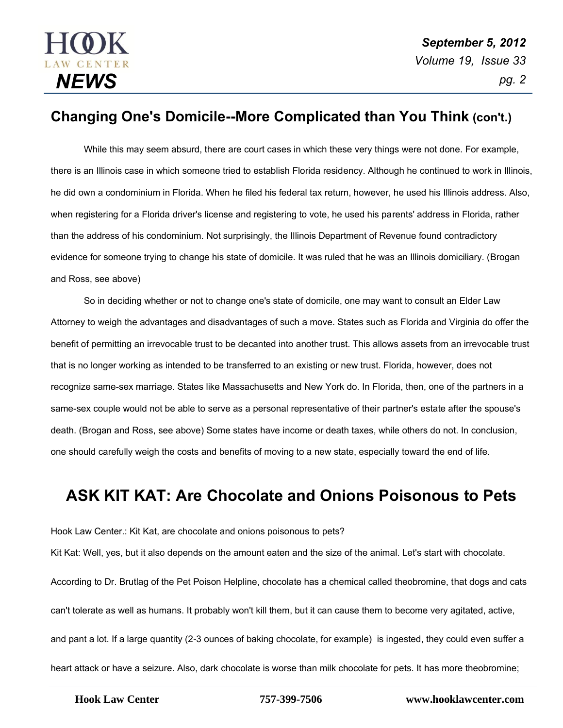## Changing One's Domicile--More Complicated than You Think (con't.)

While this may seem absurd, there are court cases in which these very things were not done. For example, there is an Illinois case in which someone tried to establish Florida residency. Although he continued to work in Illinois, he did own a condominium in Florida. When he filed his federal tax return, however, he used his Illinois address. Also, when registering for a Florida driver's license and registering to vote, he used his parents' address in Florida, rather than the address of his condominium. Not surprisingly, the Illinois Department of Revenue found contradictory evidence for someone trying to change his state of domicile. It was ruled that he was an Illinois domiciliary. (Brogan and Ross, see above)

So in deciding whether or not to change one's state of domicile, one may want to consult an Elder Law Attorney to weigh the advantages and disadvantages of such a move. States such as Florida and Virginia do offer the benefit of permitting an irrevocable trust to be decanted into another trust. This allows assets from an irrevocable trust that is no longer working as intended to be transferred to an existing or new trust. Florida, however, does not recognize same-sex marriage. States like Massachusetts and New York do. In Florida, then, one of the partners in a same-sex couple would not be able to serve as a personal representative of their partner's estate after the spouse's death. (Brogan and Ross, see above) Some states have income or death taxes, while others do not. In conclusion, one should carefully weigh the costs and benefits of moving to a new state, especially toward the end of life.

## ASK KIT KAT: Are Chocolate and Onions Poisonous to Pets

Hook Law Center.: Kit Kat, are chocolate and onions poisonous to pets?

Kit Kat: Well, yes, but it also depends on the amount eaten and the size of the animal. Let's start with chocolate. According to Dr. Brutlag of the Pet Poison Helpline, chocolate has a chemical called theobromine, that dogs and cats can't tolerate as well as humans. It probably won't kill them, but it can cause them to become very agitated, active, and pant a lot. If a large quantity (2-3 ounces of baking chocolate, for example) is ingested, they could even suffer a heart attack or have a seizure. Also, dark chocolate is worse than milk chocolate for pets. It has more theobromine;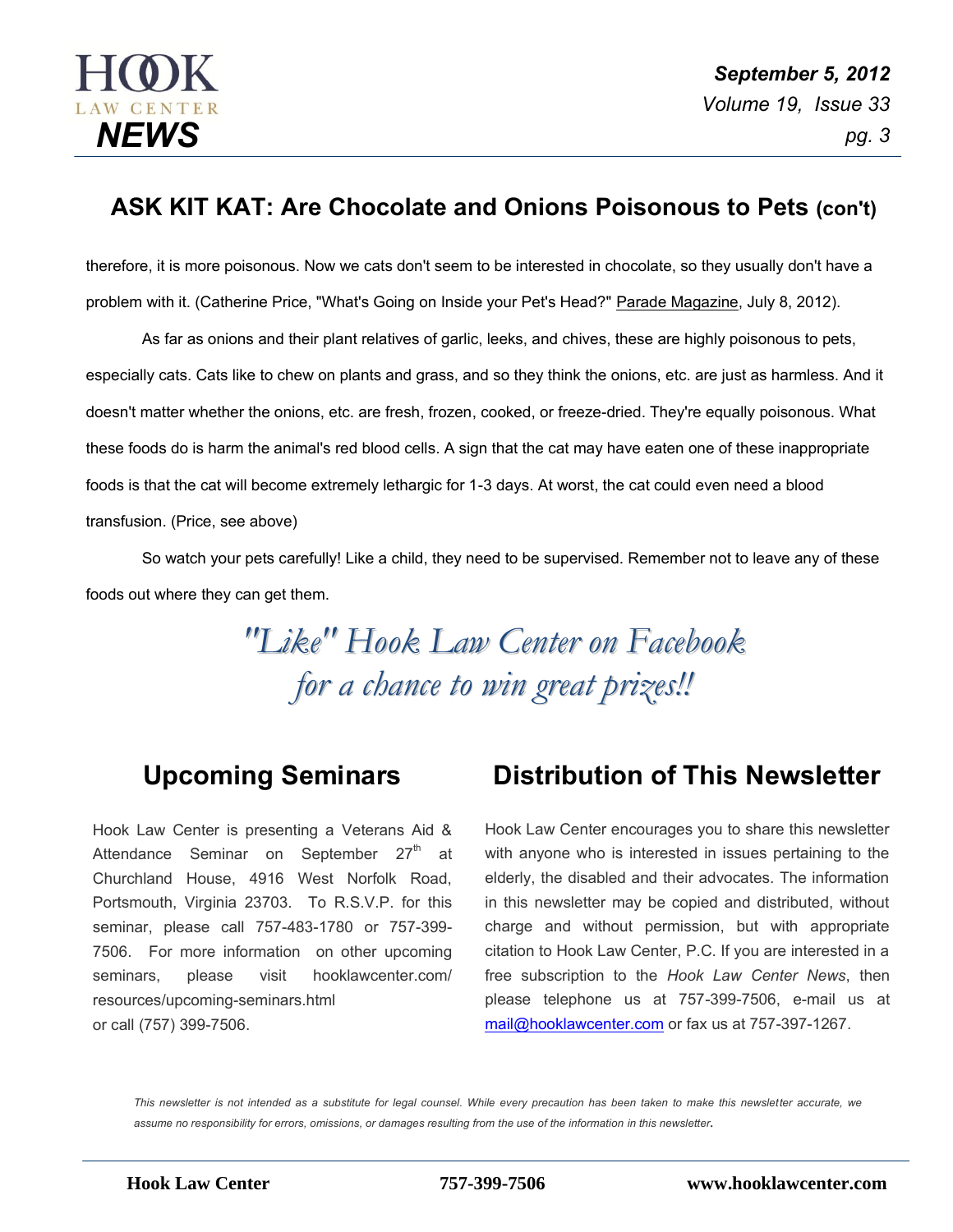## ASK KIT KAT: Are Chocolate and Onions Poisonous to Pets (con't)

therefore, it is more poisonous. Now we cats don't seem to be interested in chocolate, so they usually don't have a problem with it. (Catherine Price, "What's Going on Inside your Pet's Head?" Parade Magazine, July 8, 2012).

As far as onions and their plant relatives of garlic, leeks, and chives, these are highly poisonous to pets, especially cats. Cats like to chew on plants and grass, and so they think the onions, etc. are just as harmless. And it doesn't matter whether the onions, etc. are fresh, frozen, cooked, or freeze-dried. They're equally poisonous. What these foods do is harm the animal's red blood cells. A sign that the cat may have eaten one of these inappropriate foods is that the cat will become extremely lethargic for 1-3 days. At worst, the cat could even need a blood transfusion. (Price, see above)

So watch your pets carefully! Like a child, they need to be supervised. Remember not to leave any of these foods out where they can get them.

*"Like" Hook Law Center on Facebook for a chance to win great prizes!!*

## Upcoming Seminars

Hook Law Center is presenting a Veterans Aid & Attendance Seminar on September 27th at Churchland House, 4916 West Norfolk Road, Portsmouth, Virginia 23703. To R.S.V.P. for this seminar, please call 757-483-1780 or 757-399-7506. For more information on other upcoming seminars, please visit hooklawcenter.com/resources/upcoming-seminars.html or call (757) 399-7506.

## Distribution of This Newsletter

Hook Law Center encourages you to share this newsletter with anyone who is interested in issues pertaining to the elderly, the disabled and their advocates. The information in this newsletter may be copied and distributed, without charge and without permission, but with appropriate citation to Hook Law Center, P.C. If you are interested in a free subscription to the *Hook Law Center News*, then please telephone us at 757-399-7506, e-mail us at mail@hooklawcenter.com or fax us at 757-397-1267.

*This newsletter is not intended as a substitute for legal counsel. While every precaution has been taken to make this newsletter accurate, we assume no responsibility for errors, omissions, or damages resulting from the use of the information in this newsletter.*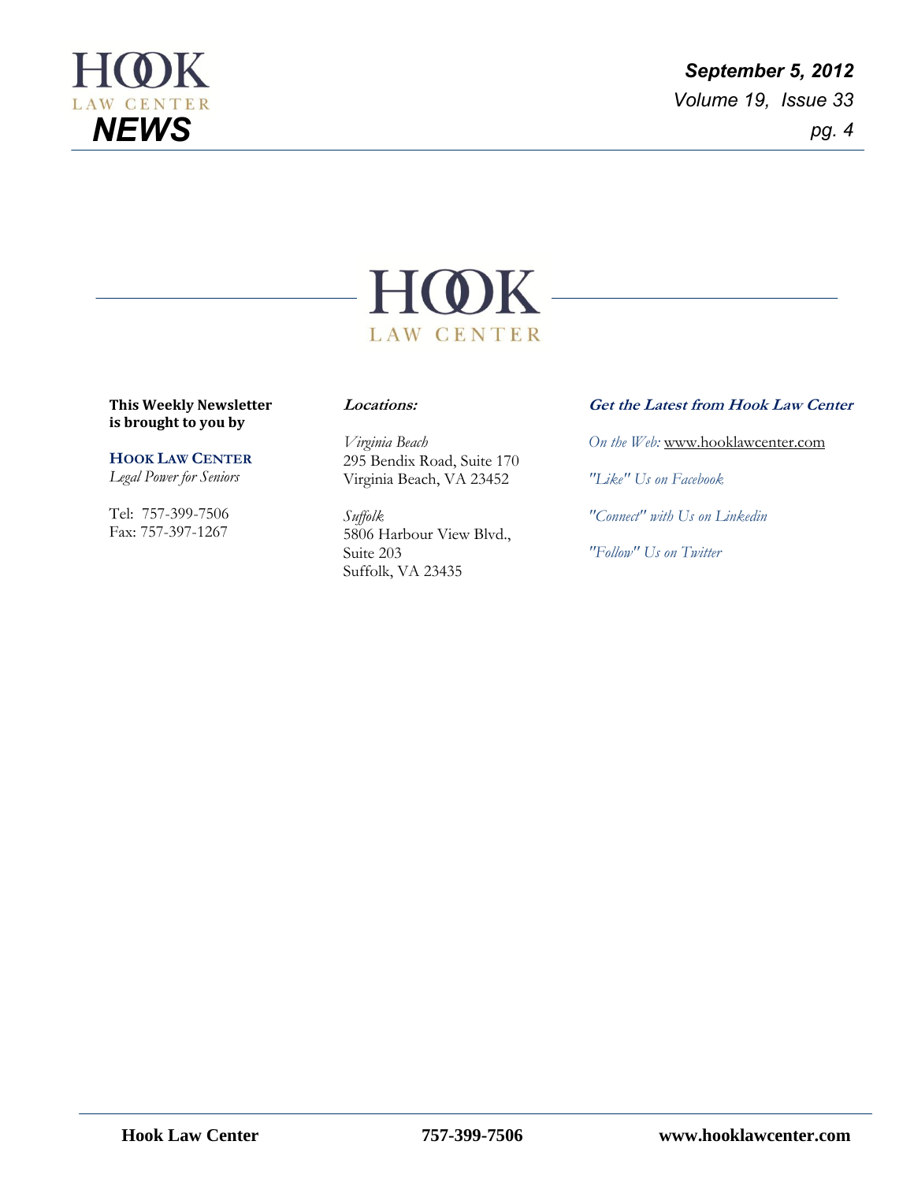# HOOK LAW CENTER

**This Weekly Newsletter is brought to you by**

**HOOK LAW CENTER**
*Legal Power for Seniors*

Tel: 757-399-7506
Fax: 757-397-1267

***Locations:***

*Virginia Beach*
295 Bendix Road, Suite 170
Virginia Beach, VA 23452

*Suffolk*
5806 Harbour View Blvd., Suite 203
Suffolk, VA 23435

***Get the Latest from Hook Law Center***

*On the Web:* www.hooklawcenter.com

*"Like" Us on Facebook*

*"Connect" with Us on Linkedin*

*"Follow" Us on Twitter*